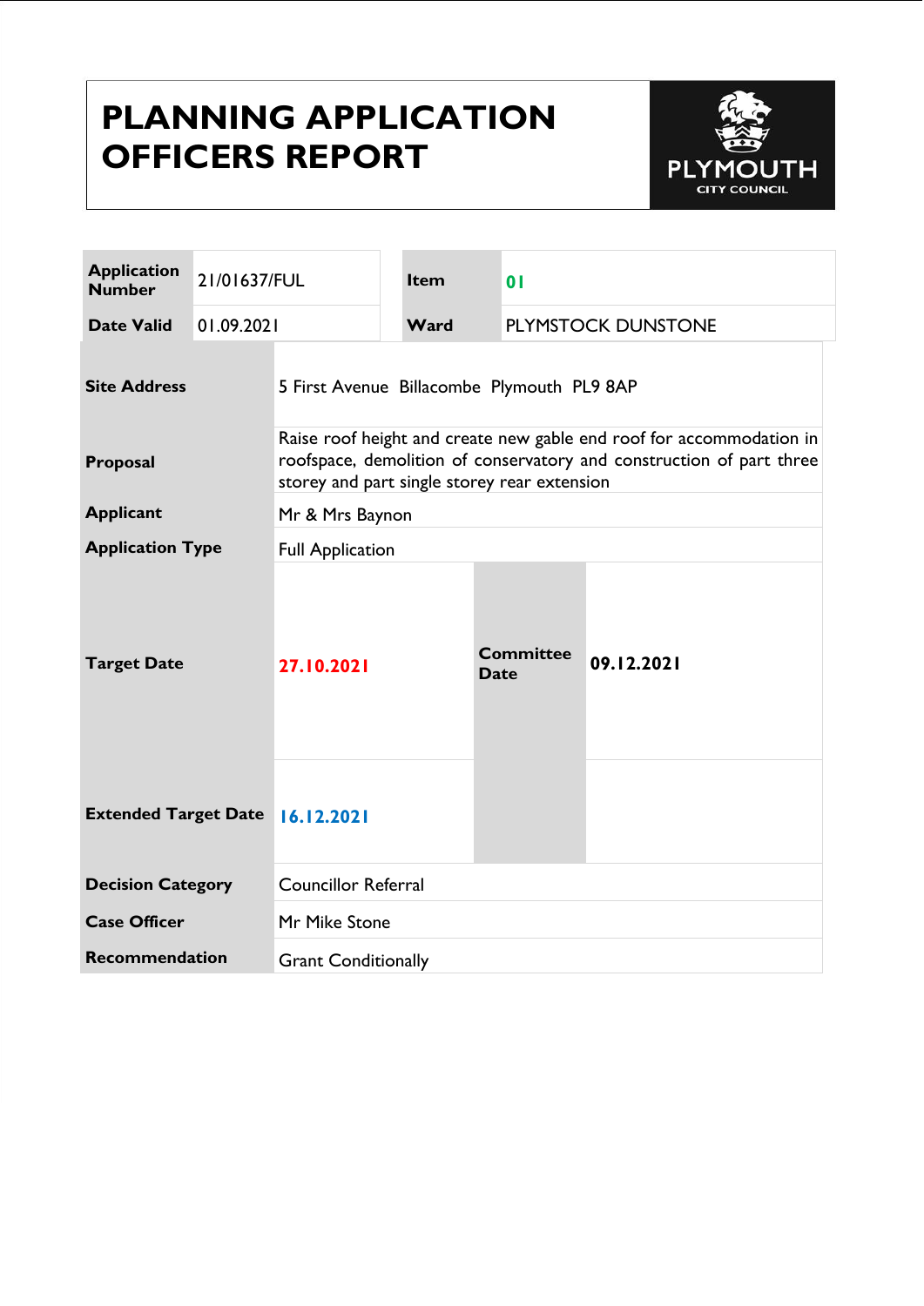# PLANNING APPLICATION OFFICERS REPORT

PLYMOUTH CITY COUNCIL

| Application Number | 21/01637/FUL | Item | 01 |
| --- | --- | --- | --- |
| Date Valid | 01.09.2021 | Ward | PLYMSTOCK DUNSTONE |

| | | | |
| --- | --- | --- | --- |
| **Site Address** | 5 First Avenue Billacombe Plymouth PL9 8AP | | |
| **Proposal** | Raise roof height and create new gable end roof for accommodation in roofspace, demolition of conservatory and construction of part three storey and part single storey rear extension | | |
| **Applicant** | Mr & Mrs Baynon | | |
| **Application Type** | Full Application | | |
| **Target Date** | 27.10.2021 | **Committee Date** | 09.12.2021 |
| **Extended Target Date** | 16.12.2021 | | |
| **Decision Category** | Councillor Referral | | |
| **Case Officer** | Mr Mike Stone | | |
| **Recommendation** | Grant Conditionally | | |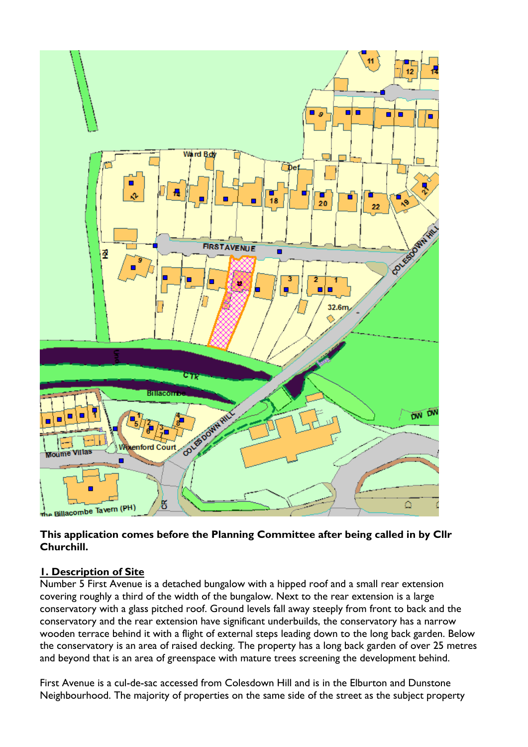**This application comes before the Planning Committee after being called in by Cllr Churchill.**

## 1. Description of Site

Number 5 First Avenue is a detached bungalow with a hipped roof and a small rear extension covering roughly a third of the width of the bungalow. Next to the rear extension is a large conservatory with a glass pitched roof. Ground levels fall away steeply from front to back and the conservatory and the rear extension have significant underbuilds, the conservatory has a narrow wooden terrace behind it with a flight of external steps leading down to the long back garden. Below the conservatory is an area of raised decking. The property has a long back garden of over 25 metres and beyond that is an area of greenspace with mature trees screening the development behind.

First Avenue is a cul-de-sac accessed from Colesdown Hill and is in the Elburton and Dunstone Neighbourhood. The majority of properties on the same side of the street as the subject property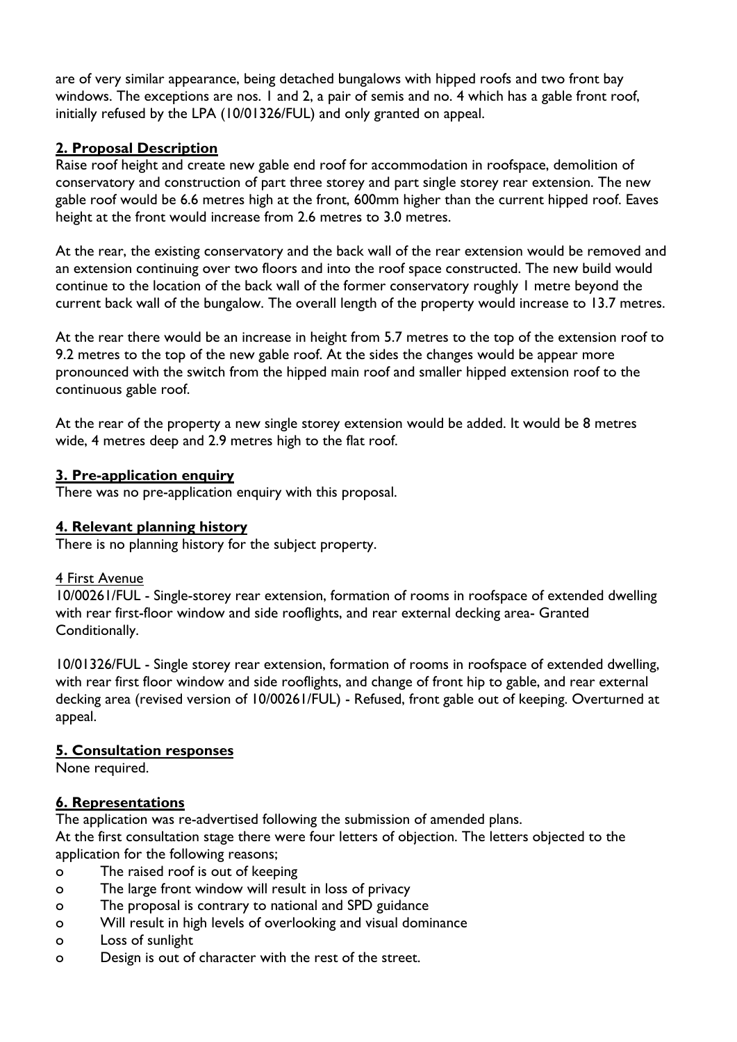are of very similar appearance, being detached bungalows with hipped roofs and two front bay windows. The exceptions are nos. 1 and 2, a pair of semis and no. 4 which has a gable front roof, initially refused by the LPA (10/01326/FUL) and only granted on appeal.

## 2. Proposal Description

Raise roof height and create new gable end roof for accommodation in roofspace, demolition of conservatory and construction of part three storey and part single storey rear extension. The new gable roof would be 6.6 metres high at the front, 600mm higher than the current hipped roof. Eaves height at the front would increase from 2.6 metres to 3.0 metres.

At the rear, the existing conservatory and the back wall of the rear extension would be removed and an extension continuing over two floors and into the roof space constructed. The new build would continue to the location of the back wall of the former conservatory roughly 1 metre beyond the current back wall of the bungalow. The overall length of the property would increase to 13.7 metres.

At the rear there would be an increase in height from 5.7 metres to the top of the extension roof to 9.2 metres to the top of the new gable roof. At the sides the changes would be appear more pronounced with the switch from the hipped main roof and smaller hipped extension roof to the continuous gable roof.

At the rear of the property a new single storey extension would be added. It would be 8 metres wide, 4 metres deep and 2.9 metres high to the flat roof.

## 3. Pre-application enquiry

There was no pre-application enquiry with this proposal.

## 4. Relevant planning history

There is no planning history for the subject property.

4 First Avenue

10/00261/FUL - Single-storey rear extension, formation of rooms in roofspace of extended dwelling with rear first-floor window and side rooflights, and rear external decking area- Granted Conditionally.

10/01326/FUL - Single storey rear extension, formation of rooms in roofspace of extended dwelling, with rear first floor window and side rooflights, and change of front hip to gable, and rear external decking area (revised version of 10/00261/FUL) - Refused, front gable out of keeping. Overturned at appeal.

## 5. Consultation responses

None required.

## 6. Representations

The application was re-advertised following the submission of amended plans.
At the first consultation stage there were four letters of objection. The letters objected to the application for the following reasons;

- o The raised roof is out of keeping
- o The large front window will result in loss of privacy
- o The proposal is contrary to national and SPD guidance
- o Will result in high levels of overlooking and visual dominance
- o Loss of sunlight
- o Design is out of character with the rest of the street.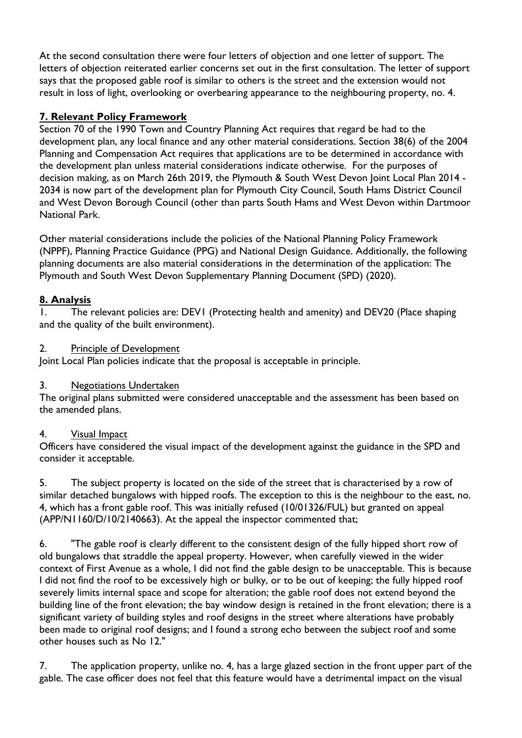At the second consultation there were four letters of objection and one letter of support. The letters of objection reiterated earlier concerns set out in the first consultation. The letter of support says that the proposed gable roof is similar to others is the street and the extension would not result in loss of light, overlooking or overbearing appearance to the neighbouring property, no. 4.

## 7. Relevant Policy Framework

Section 70 of the 1990 Town and Country Planning Act requires that regard be had to the development plan, any local finance and any other material considerations. Section 38(6) of the 2004 Planning and Compensation Act requires that applications are to be determined in accordance with the development plan unless material considerations indicate otherwise. For the purposes of decision making, as on March 26th 2019, the Plymouth & South West Devon Joint Local Plan 2014 - 2034 is now part of the development plan for Plymouth City Council, South Hams District Council and West Devon Borough Council (other than parts South Hams and West Devon within Dartmoor National Park.

Other material considerations include the policies of the National Planning Policy Framework (NPPF), Planning Practice Guidance (PPG) and National Design Guidance. Additionally, the following planning documents are also material considerations in the determination of the application: The Plymouth and South West Devon Supplementary Planning Document (SPD) (2020).

## 8. Analysis

1. The relevant policies are: DEV1 (Protecting health and amenity) and DEV20 (Place shaping and the quality of the built environment).

2. Principle of Development

Joint Local Plan policies indicate that the proposal is acceptable in principle.

3. Negotiations Undertaken

The original plans submitted were considered unacceptable and the assessment has been based on the amended plans.

4. Visual Impact

Officers have considered the visual impact of the development against the guidance in the SPD and consider it acceptable.

5. The subject property is located on the side of the street that is characterised by a row of similar detached bungalows with hipped roofs. The exception to this is the neighbour to the east, no. 4, which has a front gable roof. This was initially refused (10/01326/FUL) but granted on appeal (APP/N1160/D/10/2140663). At the appeal the inspector commented that;

6. "The gable roof is clearly different to the consistent design of the fully hipped short row of old bungalows that straddle the appeal property. However, when carefully viewed in the wider context of First Avenue as a whole, I did not find the gable design to be unacceptable. This is because I did not find the roof to be excessively high or bulky, or to be out of keeping; the fully hipped roof severely limits internal space and scope for alteration; the gable roof does not extend beyond the building line of the front elevation; the bay window design is retained in the front elevation; there is a significant variety of building styles and roof designs in the street where alterations have probably been made to original roof designs; and I found a strong echo between the subject roof and some other houses such as No 12."

7. The application property, unlike no. 4, has a large glazed section in the front upper part of the gable. The case officer does not feel that this feature would have a detrimental impact on the visual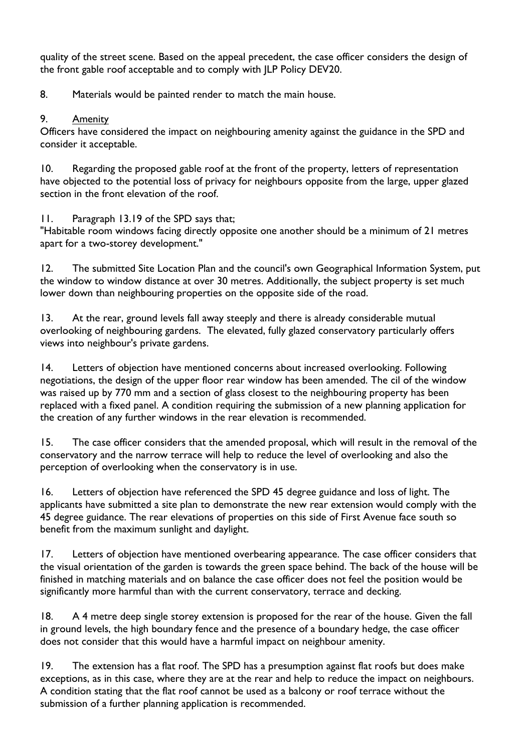quality of the street scene. Based on the appeal precedent, the case officer considers the design of the front gable roof acceptable and to comply with JLP Policy DEV20.

8. Materials would be painted render to match the main house.

9. Amenity

Officers have considered the impact on neighbouring amenity against the guidance in the SPD and consider it acceptable.

10. Regarding the proposed gable roof at the front of the property, letters of representation have objected to the potential loss of privacy for neighbours opposite from the large, upper glazed section in the front elevation of the roof.

11. Paragraph 13.19 of the SPD says that;
"Habitable room windows facing directly opposite one another should be a minimum of 21 metres apart for a two-storey development."

12. The submitted Site Location Plan and the council's own Geographical Information System, put the window to window distance at over 30 metres. Additionally, the subject property is set much lower down than neighbouring properties on the opposite side of the road.

13. At the rear, ground levels fall away steeply and there is already considerable mutual overlooking of neighbouring gardens. The elevated, fully glazed conservatory particularly offers views into neighbour's private gardens.

14. Letters of objection have mentioned concerns about increased overlooking. Following negotiations, the design of the upper floor rear window has been amended. The cil of the window was raised up by 770 mm and a section of glass closest to the neighbouring property has been replaced with a fixed panel. A condition requiring the submission of a new planning application for the creation of any further windows in the rear elevation is recommended.

15. The case officer considers that the amended proposal, which will result in the removal of the conservatory and the narrow terrace will help to reduce the level of overlooking and also the perception of overlooking when the conservatory is in use.

16. Letters of objection have referenced the SPD 45 degree guidance and loss of light. The applicants have submitted a site plan to demonstrate the new rear extension would comply with the 45 degree guidance. The rear elevations of properties on this side of First Avenue face south so benefit from the maximum sunlight and daylight.

17. Letters of objection have mentioned overbearing appearance. The case officer considers that the visual orientation of the garden is towards the green space behind. The back of the house will be finished in matching materials and on balance the case officer does not feel the position would be significantly more harmful than with the current conservatory, terrace and decking.

18. A 4 metre deep single storey extension is proposed for the rear of the house. Given the fall in ground levels, the high boundary fence and the presence of a boundary hedge, the case officer does not consider that this would have a harmful impact on neighbour amenity.

19. The extension has a flat roof. The SPD has a presumption against flat roofs but does make exceptions, as in this case, where they are at the rear and help to reduce the impact on neighbours. A condition stating that the flat roof cannot be used as a balcony or roof terrace without the submission of a further planning application is recommended.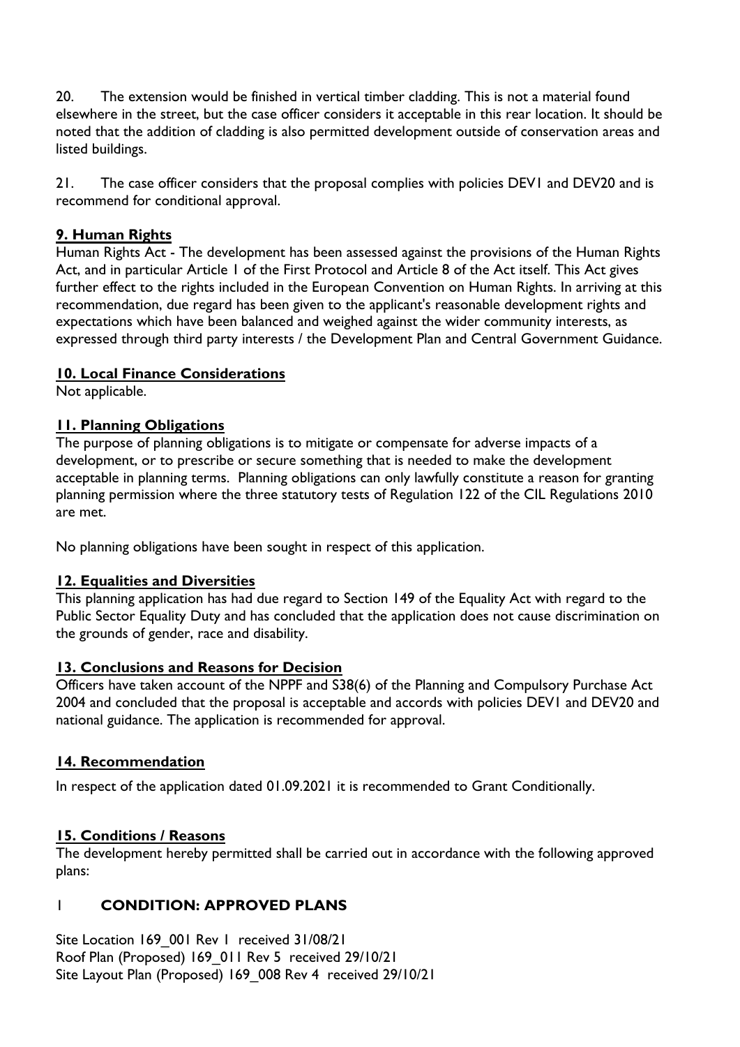20. The extension would be finished in vertical timber cladding. This is not a material found elsewhere in the street, but the case officer considers it acceptable in this rear location. It should be noted that the addition of cladding is also permitted development outside of conservation areas and listed buildings.

21. The case officer considers that the proposal complies with policies DEV1 and DEV20 and is recommend for conditional approval.

## 9. Human Rights

Human Rights Act - The development has been assessed against the provisions of the Human Rights Act, and in particular Article 1 of the First Protocol and Article 8 of the Act itself. This Act gives further effect to the rights included in the European Convention on Human Rights. In arriving at this recommendation, due regard has been given to the applicant's reasonable development rights and expectations which have been balanced and weighed against the wider community interests, as expressed through third party interests / the Development Plan and Central Government Guidance.

## 10. Local Finance Considerations

Not applicable.

## 11. Planning Obligations

The purpose of planning obligations is to mitigate or compensate for adverse impacts of a development, or to prescribe or secure something that is needed to make the development acceptable in planning terms. Planning obligations can only lawfully constitute a reason for granting planning permission where the three statutory tests of Regulation 122 of the CIL Regulations 2010 are met.

No planning obligations have been sought in respect of this application.

## 12. Equalities and Diversities

This planning application has had due regard to Section 149 of the Equality Act with regard to the Public Sector Equality Duty and has concluded that the application does not cause discrimination on the grounds of gender, race and disability.

## 13. Conclusions and Reasons for Decision

Officers have taken account of the NPPF and S38(6) of the Planning and Compulsory Purchase Act 2004 and concluded that the proposal is acceptable and accords with policies DEV1 and DEV20 and national guidance. The application is recommended for approval.

## 14. Recommendation

In respect of the application dated 01.09.2021 it is recommended to Grant Conditionally.

## 15. Conditions / Reasons

The development hereby permitted shall be carried out in accordance with the following approved plans:

### 1 CONDITION: APPROVED PLANS

Site Location 169_001 Rev 1 received 31/08/21
Roof Plan (Proposed) 169_011 Rev 5 received 29/10/21
Site Layout Plan (Proposed) 169_008 Rev 4 received 29/10/21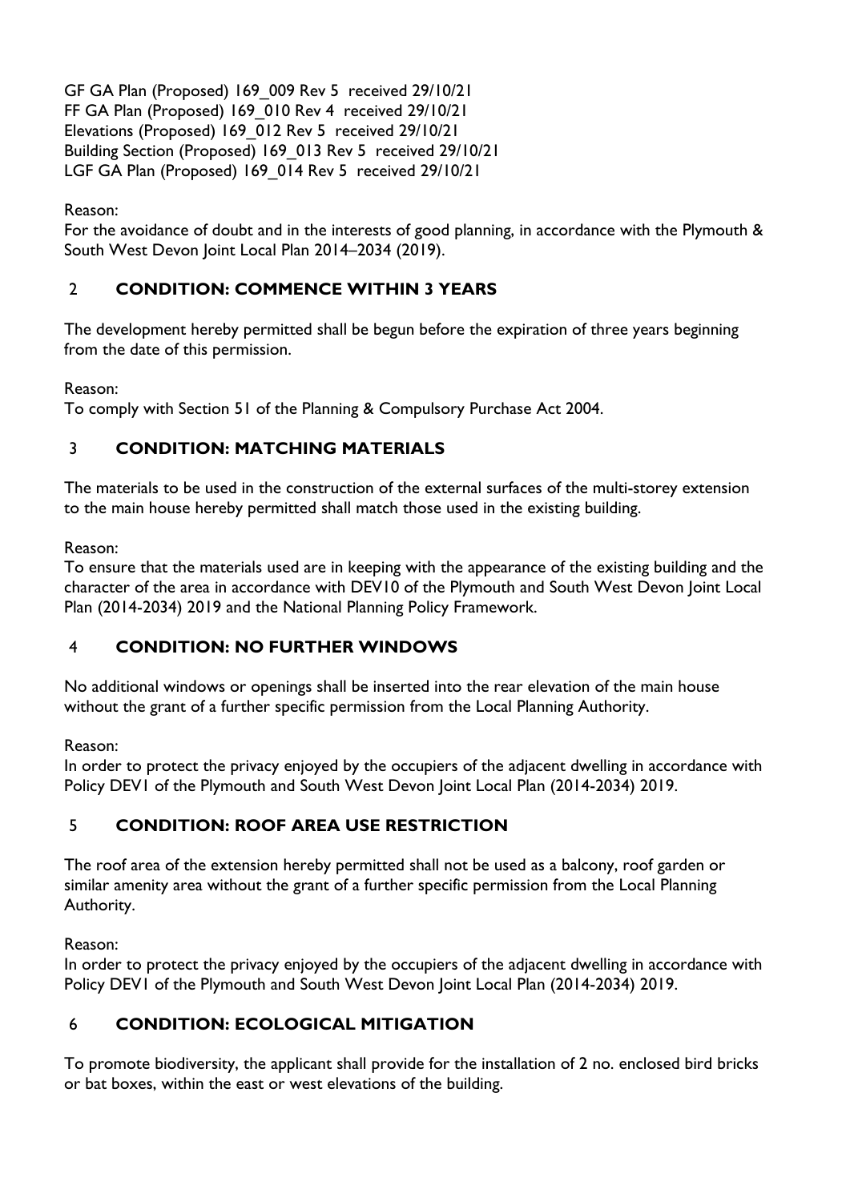GF GA Plan (Proposed) 169_009 Rev 5 received 29/10/21
FF GA Plan (Proposed) 169_010 Rev 4 received 29/10/21
Elevations (Proposed) 169_012 Rev 5 received 29/10/21
Building Section (Proposed) 169_013 Rev 5 received 29/10/21
LGF GA Plan (Proposed) 169_014 Rev 5 received 29/10/21

Reason:
For the avoidance of doubt and in the interests of good planning, in accordance with the Plymouth & South West Devon Joint Local Plan 2014–2034 (2019).

## 2 CONDITION: COMMENCE WITHIN 3 YEARS

The development hereby permitted shall be begun before the expiration of three years beginning from the date of this permission.

Reason:
To comply with Section 51 of the Planning & Compulsory Purchase Act 2004.

## 3 CONDITION: MATCHING MATERIALS

The materials to be used in the construction of the external surfaces of the multi-storey extension to the main house hereby permitted shall match those used in the existing building.

Reason:
To ensure that the materials used are in keeping with the appearance of the existing building and the character of the area in accordance with DEV10 of the Plymouth and South West Devon Joint Local Plan (2014-2034) 2019 and the National Planning Policy Framework.

## 4 CONDITION: NO FURTHER WINDOWS

No additional windows or openings shall be inserted into the rear elevation of the main house without the grant of a further specific permission from the Local Planning Authority.

Reason:
In order to protect the privacy enjoyed by the occupiers of the adjacent dwelling in accordance with Policy DEV1 of the Plymouth and South West Devon Joint Local Plan (2014-2034) 2019.

## 5 CONDITION: ROOF AREA USE RESTRICTION

The roof area of the extension hereby permitted shall not be used as a balcony, roof garden or similar amenity area without the grant of a further specific permission from the Local Planning Authority.

Reason:
In order to protect the privacy enjoyed by the occupiers of the adjacent dwelling in accordance with Policy DEV1 of the Plymouth and South West Devon Joint Local Plan (2014-2034) 2019.

## 6 CONDITION: ECOLOGICAL MITIGATION

To promote biodiversity, the applicant shall provide for the installation of 2 no. enclosed bird bricks or bat boxes, within the east or west elevations of the building.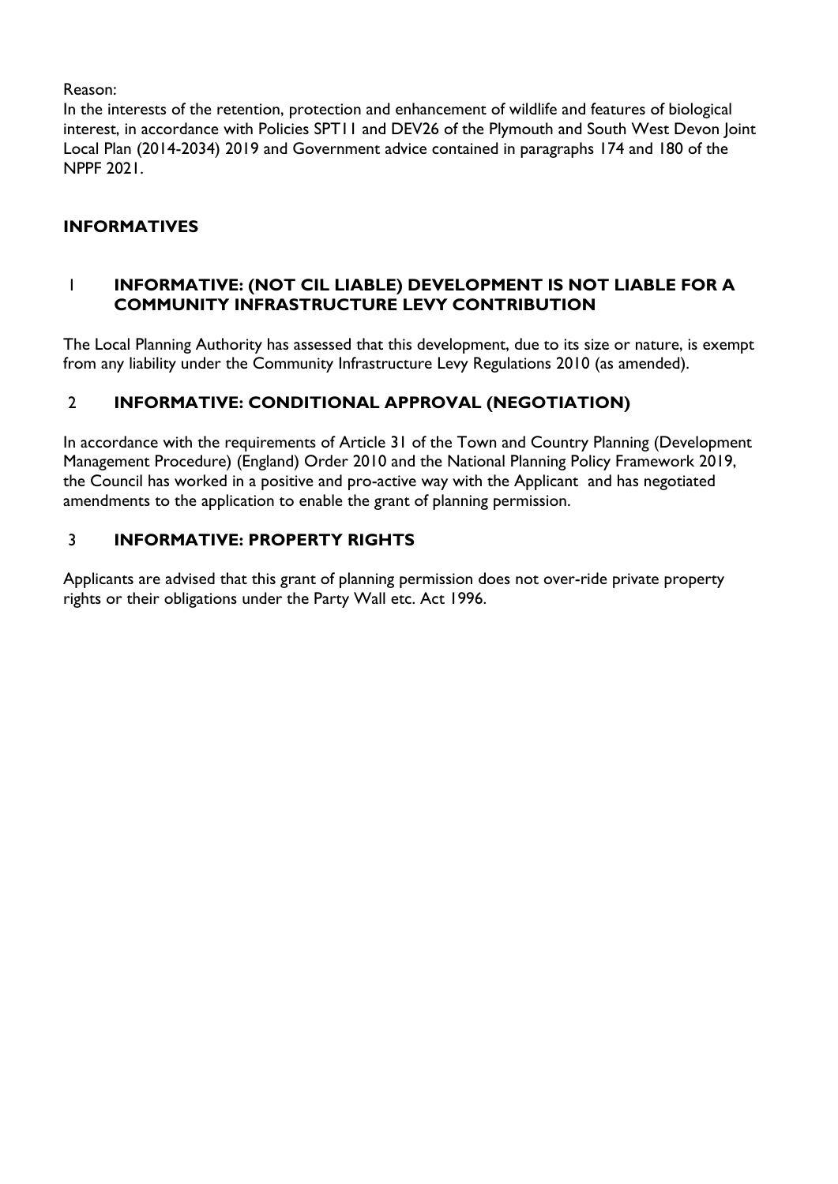Reason:
In the interests of the retention, protection and enhancement of wildlife and features of biological interest, in accordance with Policies SPT11 and DEV26 of the Plymouth and South West Devon Joint Local Plan (2014-2034) 2019 and Government advice contained in paragraphs 174 and 180 of the NPPF 2021.

## INFORMATIVES

### 1 INFORMATIVE: (NOT CIL LIABLE) DEVELOPMENT IS NOT LIABLE FOR A COMMUNITY INFRASTRUCTURE LEVY CONTRIBUTION

The Local Planning Authority has assessed that this development, due to its size or nature, is exempt from any liability under the Community Infrastructure Levy Regulations 2010 (as amended).

### 2 INFORMATIVE: CONDITIONAL APPROVAL (NEGOTIATION)

In accordance with the requirements of Article 31 of the Town and Country Planning (Development Management Procedure) (England) Order 2010 and the National Planning Policy Framework 2019, the Council has worked in a positive and pro-active way with the Applicant and has negotiated amendments to the application to enable the grant of planning permission.

### 3 INFORMATIVE: PROPERTY RIGHTS

Applicants are advised that this grant of planning permission does not over-ride private property rights or their obligations under the Party Wall etc. Act 1996.